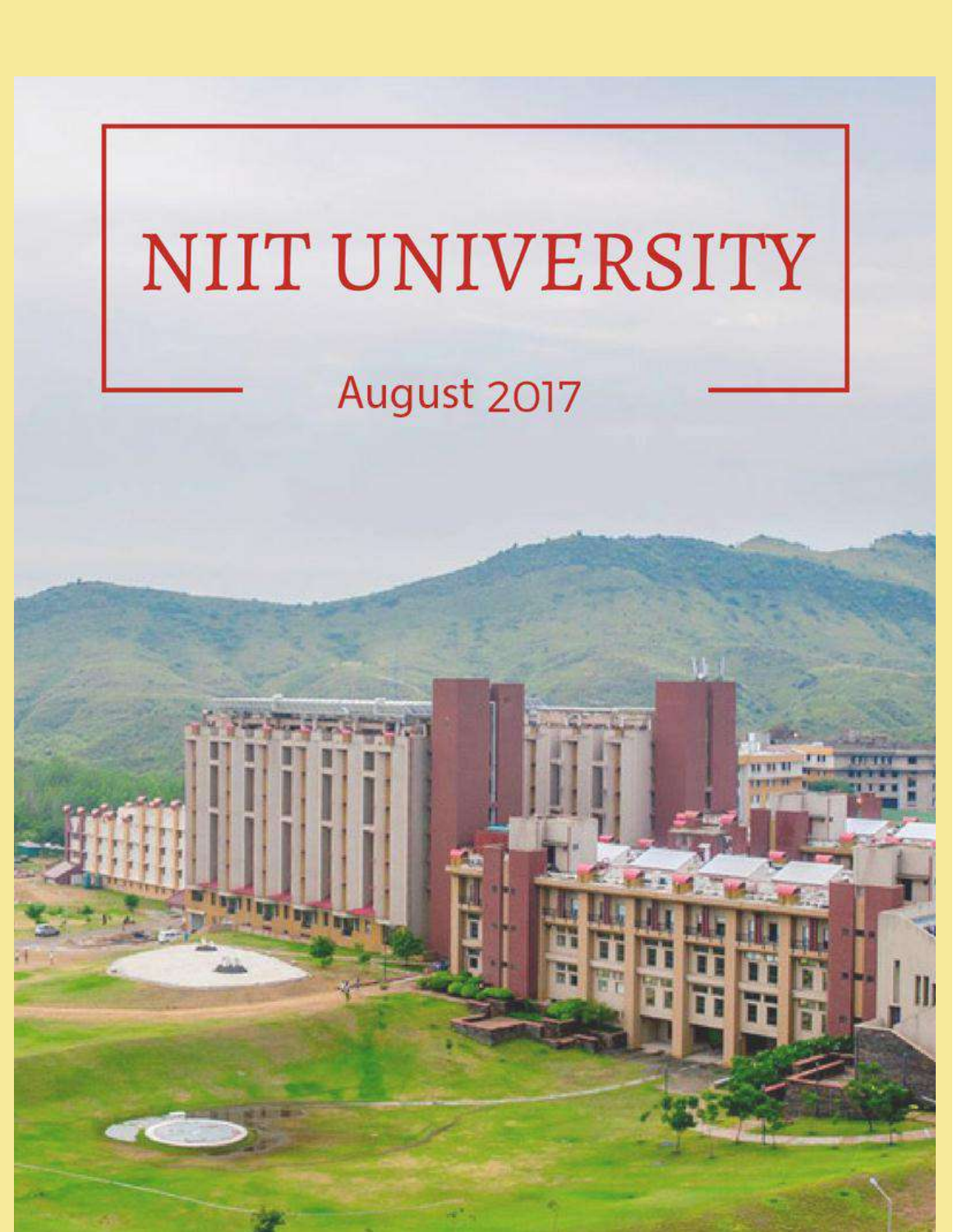# NIIT UNIVERSITY

August 2017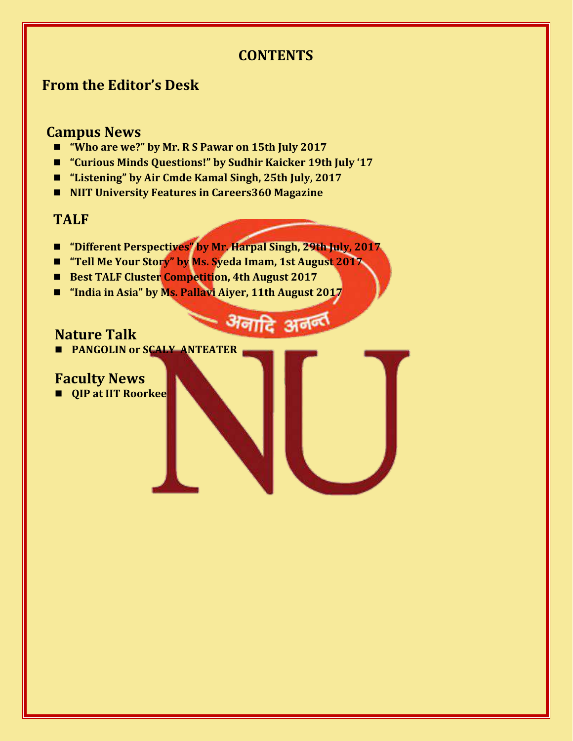# CONTENTS

## From the Editor's Desk

## Campus News

- "Who are we?" by Mr. R S Pawar on 15th July 2017
- "Curious Minds Questions!" by Sudhir Kaicker 19th July '17
- "Listening" by Air Cmde Kamal Singh, 25th July, 2017
- NIIT University Features in Careers360 Magazine

## TALF

- "Different Perspectives" by Mr. Harpal Singh, 29th July, 2017
- "Tell Me Your Story" by Ms. Syeda Imam, 1st August 2017
- Best TALF Cluster Competition, 4th August 2017
- "India in Asia" by Ms. Pallavi Aiyer, 11th August 2017

## Nature Talk

- PANGOLIN or SCALY ANTEATER

## Faculty News

- QIP at IIT Roorkee

अनादि अनन्त

NU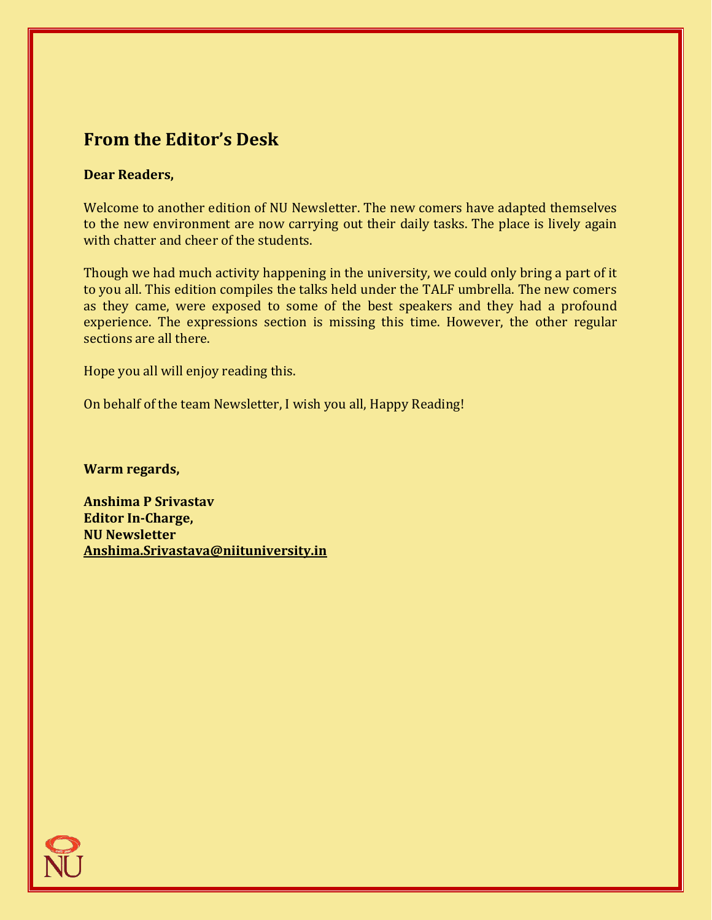## From the Editor's Desk

**Dear Readers,**

Welcome to another edition of NU Newsletter. The new comers have adapted themselves to the new environment are now carrying out their daily tasks. The place is lively again with chatter and cheer of the students.

Though we had much activity happening in the university, we could only bring a part of it to you all. This edition compiles the talks held under the TALF umbrella. The new comers as they came, were exposed to some of the best speakers and they had a profound experience. The expressions section is missing this time. However, the other regular sections are all there.

Hope you all will enjoy reading this.

On behalf of the team Newsletter, I wish you all, Happy Reading!

**Warm regards,**

**Anshima P Srivastav**
**Editor In-Charge,**
**NU Newsletter**
**Anshima.Srivastava@niituniversity.in**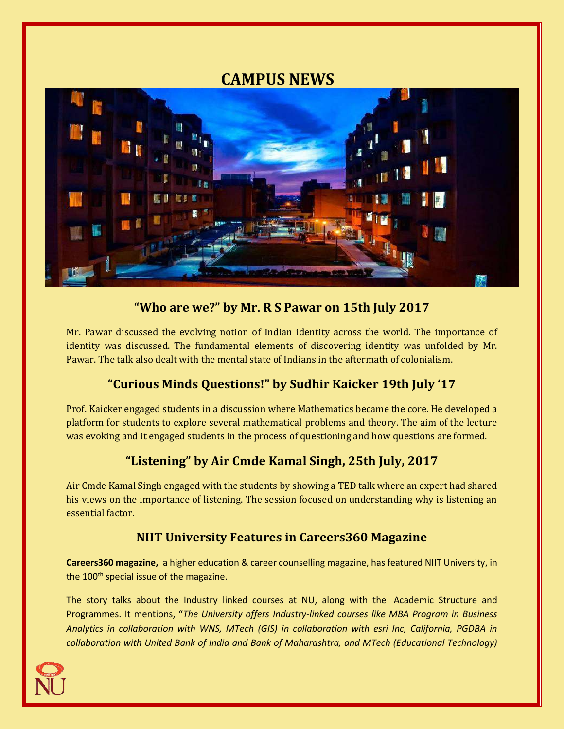# CAMPUS NEWS

## "Who are we?" by Mr. R S Pawar on 15th July 2017

Mr. Pawar discussed the evolving notion of Indian identity across the world. The importance of identity was discussed. The fundamental elements of discovering identity was unfolded by Mr. Pawar. The talk also dealt with the mental state of Indians in the aftermath of colonialism.

## "Curious Minds Questions!" by Sudhir Kaicker 19th July '17

Prof. Kaicker engaged students in a discussion where Mathematics became the core. He developed a platform for students to explore several mathematical problems and theory. The aim of the lecture was evoking and it engaged students in the process of questioning and how questions are formed.

## "Listening" by Air Cmde Kamal Singh, 25th July, 2017

Air Cmde Kamal Singh engaged with the students by showing a TED talk where an expert had shared his views on the importance of listening. The session focused on understanding why is listening an essential factor.

## NIIT University Features in Careers360 Magazine

**Careers360 magazine,** a higher education & career counselling magazine, has featured NIIT University, in the 100th special issue of the magazine.

The story talks about the Industry linked courses at NU, along with the Academic Structure and Programmes. It mentions, "*The University offers Industry-linked courses like MBA Program in Business Analytics in collaboration with WNS, MTech (GIS) in collaboration with esri Inc, California, PGDBA in collaboration with United Bank of India and Bank of Maharashtra, and MTech (Educational Technology)*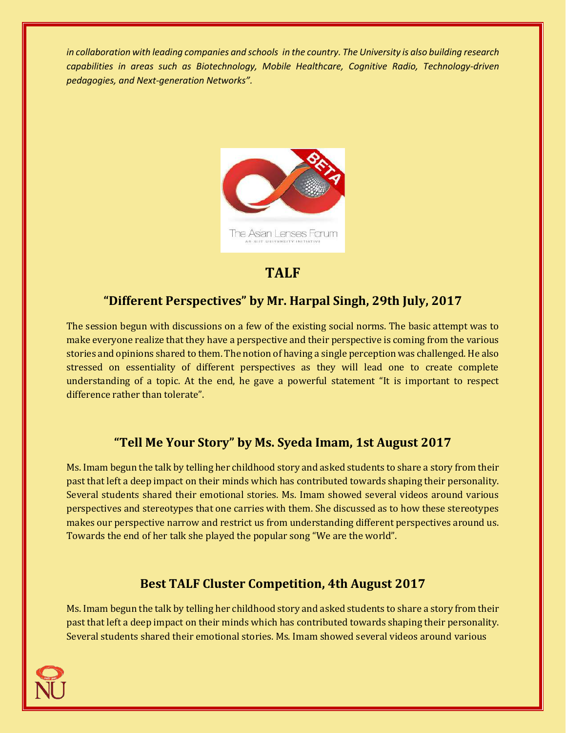*in collaboration with leading companies and schools in the country. The University is also building research capabilities in areas such as Biotechnology, Mobile Healthcare, Cognitive Radio, Technology-driven pedagogies, and Next-generation Networks".*

## TALF

### "Different Perspectives" by Mr. Harpal Singh, 29th July, 2017

The session begun with discussions on a few of the existing social norms. The basic attempt was to make everyone realize that they have a perspective and their perspective is coming from the various stories and opinions shared to them. The notion of having a single perception was challenged. He also stressed on essentiality of different perspectives as they will lead one to create complete understanding of a topic. At the end, he gave a powerful statement "It is important to respect difference rather than tolerate".

### "Tell Me Your Story" by Ms. Syeda Imam, 1st August 2017

Ms. Imam begun the talk by telling her childhood story and asked students to share a story from their past that left a deep impact on their minds which has contributed towards shaping their personality. Several students shared their emotional stories. Ms. Imam showed several videos around various perspectives and stereotypes that one carries with them. She discussed as to how these stereotypes makes our perspective narrow and restrict us from understanding different perspectives around us. Towards the end of her talk she played the popular song "We are the world".

### Best TALF Cluster Competition, 4th August 2017

Ms. Imam begun the talk by telling her childhood story and asked students to share a story from their past that left a deep impact on their minds which has contributed towards shaping their personality. Several students shared their emotional stories. Ms. Imam showed several videos around various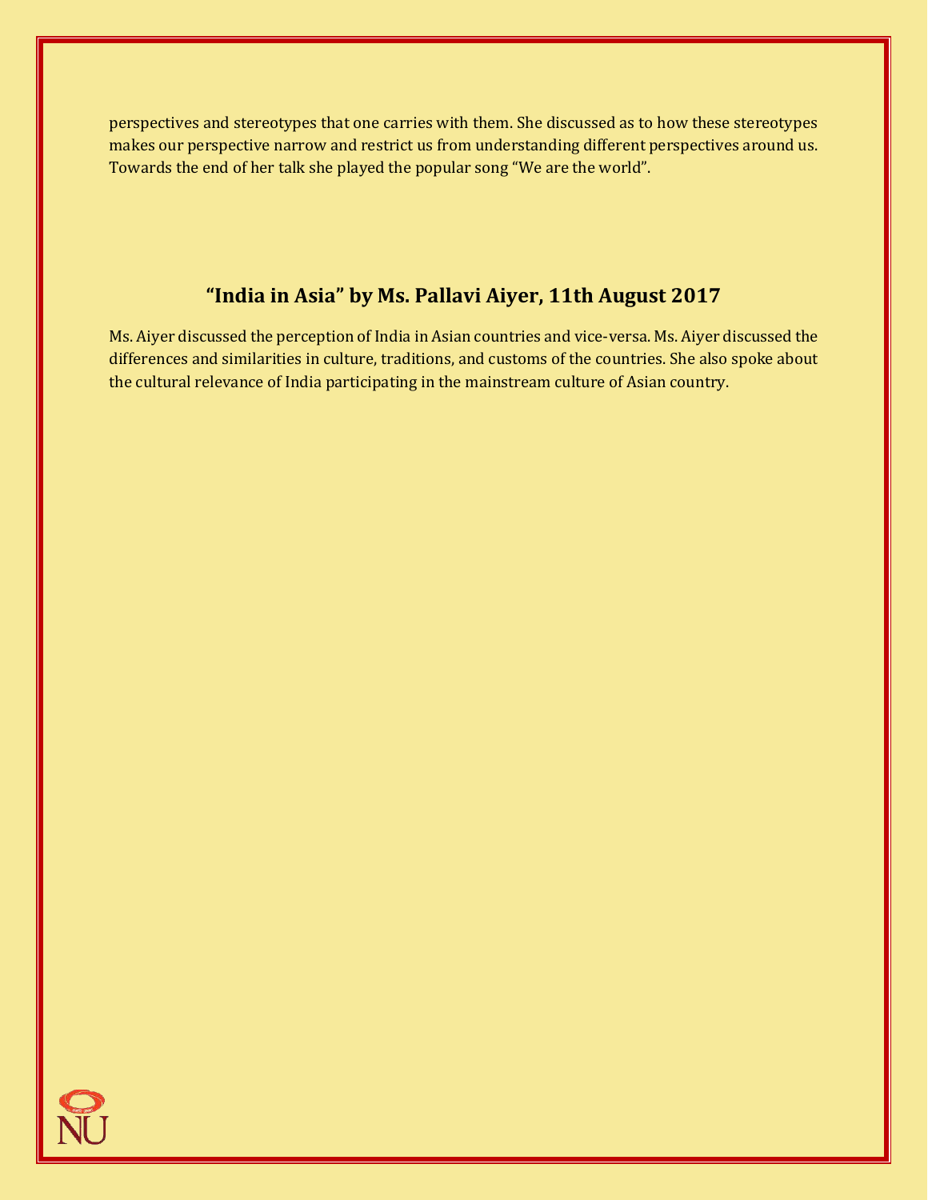perspectives and stereotypes that one carries with them. She discussed as to how these stereotypes makes our perspective narrow and restrict us from understanding different perspectives around us. Towards the end of her talk she played the popular song "We are the world".

## "India in Asia" by Ms. Pallavi Aiyer, 11th August 2017

Ms. Aiyer discussed the perception of India in Asian countries and vice-versa. Ms. Aiyer discussed the differences and similarities in culture, traditions, and customs of the countries. She also spoke about the cultural relevance of India participating in the mainstream culture of Asian country.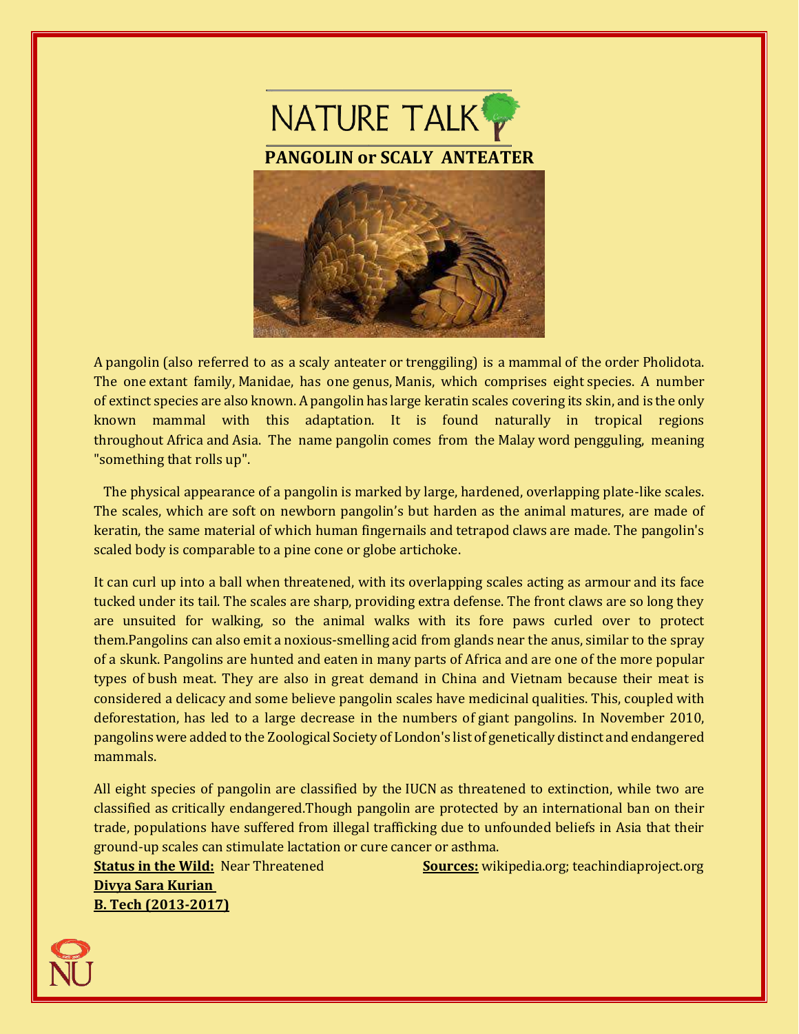# NATURE TALK

## PANGOLIN or SCALY ANTEATER

A pangolin (also referred to as a scaly anteater or trenggiling) is a mammal of the order Pholidota. The one extant family, Manidae, has one genus, Manis, which comprises eight species. A number of extinct species are also known. A pangolin has large keratin scales covering its skin, and is the only known mammal with this adaptation. It is found naturally in tropical regions throughout Africa and Asia. The name pangolin comes from the Malay word pengguling, meaning "something that rolls up".

The physical appearance of a pangolin is marked by large, hardened, overlapping plate-like scales. The scales, which are soft on newborn pangolin's but harden as the animal matures, are made of keratin, the same material of which human fingernails and tetrapod claws are made. The pangolin's scaled body is comparable to a pine cone or globe artichoke.

It can curl up into a ball when threatened, with its overlapping scales acting as armour and its face tucked under its tail. The scales are sharp, providing extra defense. The front claws are so long they are unsuited for walking, so the animal walks with its fore paws curled over to protect them.Pangolins can also emit a noxious-smelling acid from glands near the anus, similar to the spray of a skunk. Pangolins are hunted and eaten in many parts of Africa and are one of the more popular types of bush meat. They are also in great demand in China and Vietnam because their meat is considered a delicacy and some believe pangolin scales have medicinal qualities. This, coupled with deforestation, has led to a large decrease in the numbers of giant pangolins. In November 2010, pangolins were added to the Zoological Society of London's list of genetically distinct and endangered mammals.

All eight species of pangolin are classified by the IUCN as threatened to extinction, while two are classified as critically endangered.Though pangolin are protected by an international ban on their trade, populations have suffered from illegal trafficking due to unfounded beliefs in Asia that their ground-up scales can stimulate lactation or cure cancer or asthma.

**Status in the Wild:** Near Threatened

**Sources:** wikipedia.org; teachindiaproject.org

**Divya Sara Kurian**
**B. Tech (2013-2017)**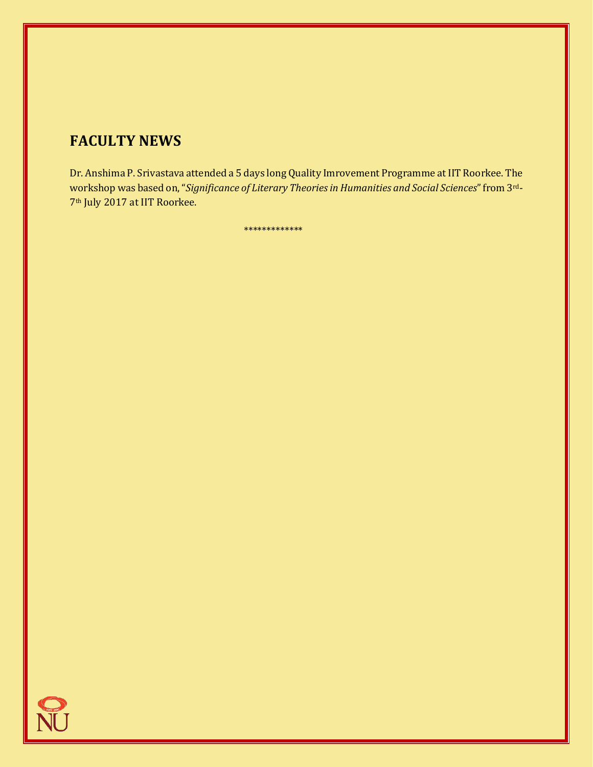## FACULTY NEWS

Dr. Anshima P. Srivastava attended a 5 days long Quality Imrovement Programme at IIT Roorkee. The workshop was based on, "*Significance of Literary Theories in Humanities and Social Sciences*" from 3rd-7th July 2017 at IIT Roorkee.

*************